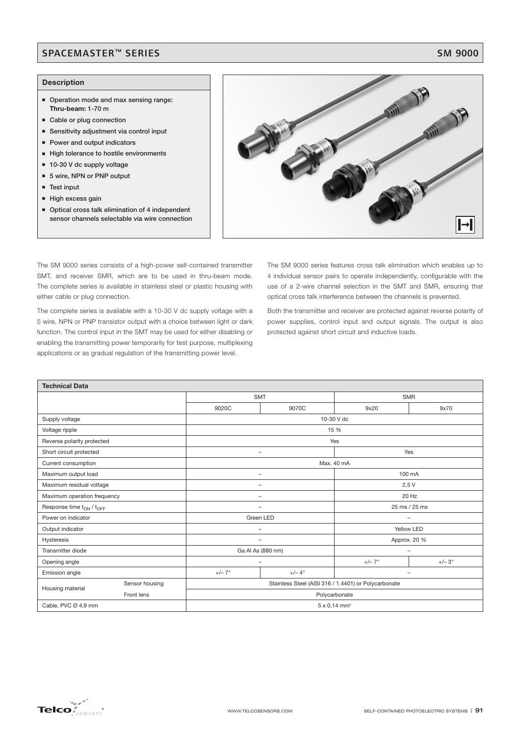# SPACEMASTER™ SERIES

## SM 9000

### Description

- Operation mode and max sensing range: **Thru-beam:** 1-70 m
- Cable or plug connection
- Sensitivity adjustment via control input
- Power and output indicators
- High tolerance to hostile environments
- 10-30 V dc supply voltage
- 5 wire, NPN or PNP output
- Test input
- High excess gain
- Optical cross talk elimination of 4 independent sensor channels selectable via wire connection

The SM 9000 series consists of a high-power self-contained transmitter SMT, and receiver SMR, which are to be used in thru-beam mode. The complete series is available in stainless steel or plastic housing with either cable or plug connection.

The complete series is available with a 10-30 V dc supply voltage with a 5 wire, NPN or PNP transistor output with a choice between light or dark function. The control input in the SMT may be used for either disabling or enabling the transmitting power temporarily for test purpose, multiplexing applications or as gradual regulation of the transmitting power level.

The SM 9000 series features cross talk elimination which enables up to 4 individual sensor pairs to operate independently, configurable with the use of a 2-wire channel selection in the SMT and SMR, ensuring that optical cross talk interference between the channels is prevented.

Both the transmitter and receiver are protected against reverse polarity of power supplies, control input and output signals. The output is also protected against short circuit and inductive loads.

### Technical Data

| | | SMT | | SMR | |
|---|---|---|---|---|---|
| | | 9020C | 9070C | 9x20 | 9x70 |
| Supply voltage | | 10-30 V dc | | | |
| Voltage ripple | | 15 % | | | |
| Reverse polarity protected | | Yes | | | |
| Short circuit protected | | – | | Yes | |
| Current consumption | | Max. 40 mA | | | |
| Maximum output load | | – | | 100 mA | |
| Maximum residual voltage | | – | | 2,5 V | |
| Maximum operation frequency | | – | | 20 Hz | |
| Response time $t_{ON}$ / $t_{OFF}$ | | – | | 25 ms / 25 ms | |
| Power on indicator | | Green LED | | – | |
| Output indicator | | – | | Yellow LED | |
| Hysteresis | | – | | Approx. 20 % | |
| Transmitter diode | | Ga Al As (880 nm) | | – | |
| Opening angle | | – | | +/– 7° | +/– 3° |
| Emission angle | | +/– 7° | +/– 4° | – | |
| Housing material | Sensor housing | Stainless Steel (AISI 316 / 1.4401) or Polycarbonate | | | |
| | Front lens | Polycarbonate | | | |
| Cable, PVC Ø 4,9 mm | | 5 x 0,14 mm² | | | |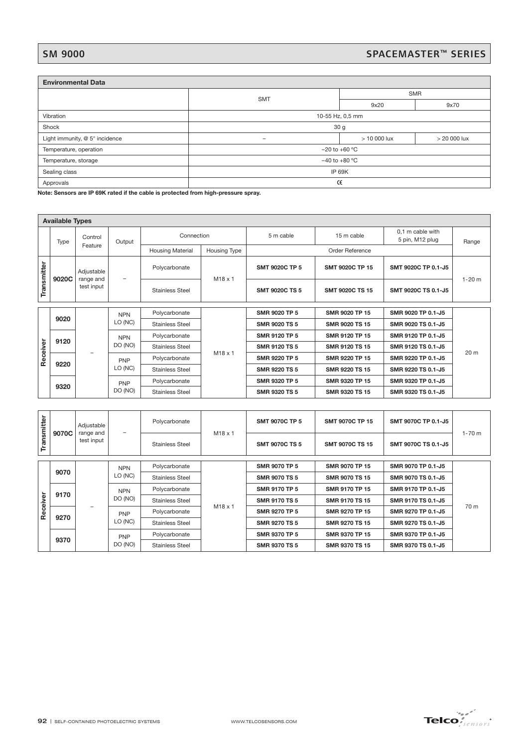## Environmental Data

| | SMT | SMR | |
|---|---|---|---|
| | | 9x20 | 9x70 |
| Vibration | 10-55 Hz, 0,5 mm | | |
| Shock | 30 g | | |
| Light immunity, @ 5° incidence | – | > 10 000 lux | > 20 000 lux |
| Temperature, operation | −20 to +60 °C | | |
| Temperature, storage | −40 to +80 °C | | |
| Sealing class | IP 69K | | |
| Approvals | CE | | |

**Note: Sensors are IP 69K rated if the cable is protected from high-pressure spray.**

## Available Types

| | Type | Control Feature | Output | Connection | | 5 m cable | 15 m cable | 0,1 m cable with 5 pin, M12 plug | Range |
|---|---|---|---|---|---|---|---|---|---|
| | | | | Housing Material | Housing Type | Order Reference | | | |
| Transmitter | 9020C | Adjustable range and test input | – | Polycarbonate | M18 x 1 | **SMT 9020C TP 5** | **SMT 9020C TP 15** | **SMT 9020C TP 0.1-J5** | 1-20 m |
| | | | | Stainless Steel | | **SMT 9020C TS 5** | **SMT 9020C TS 15** | **SMT 9020C TS 0.1-J5** | |
| Receiver | 9020 | – | NPN LO (NC) | Polycarbonate | M18 x 1 | **SMR 9020 TP 5** | **SMR 9020 TP 15** | **SMR 9020 TP 0.1-J5** | 20 m |
| | | | | Stainless Steel | | **SMR 9020 TS 5** | **SMR 9020 TS 15** | **SMR 9020 TS 0.1-J5** | |
| | 9120 | | NPN DO (NO) | Polycarbonate | | **SMR 9120 TP 5** | **SMR 9120 TP 15** | **SMR 9120 TP 0.1-J5** | |
| | | | | Stainless Steel | | **SMR 9120 TS 5** | **SMR 9120 TS 15** | **SMR 9120 TS 0.1-J5** | |
| | 9220 | | PNP LO (NC) | Polycarbonate | | **SMR 9220 TP 5** | **SMR 9220 TP 15** | **SMR 9220 TP 0.1-J5** | |
| | | | | Stainless Steel | | **SMR 9220 TS 5** | **SMR 9220 TS 15** | **SMR 9220 TS 0.1-J5** | |
| | 9320 | | PNP DO (NO) | Polycarbonate | | **SMR 9320 TP 5** | **SMR 9320 TP 15** | **SMR 9320 TP 0.1-J5** | |
| | | | | Stainless Steel | | **SMR 9320 TS 5** | **SMR 9320 TS 15** | **SMR 9320 TS 0.1-J5** | |
| Transmitter | 9070C | Adjustable range and test input | – | Polycarbonate | M18 x 1 | **SMT 9070C TP 5** | **SMT 9070C TP 15** | **SMT 9070C TP 0.1-J5** | 1-70 m |
| | | | | Stainless Steel | | **SMT 9070C TS 5** | **SMT 9070C TS 15** | **SMT 9070C TS 0.1-J5** | |
| Receiver | 9070 | – | NPN LO (NC) | Polycarbonate | M18 x 1 | **SMR 9070 TP 5** | **SMR 9070 TP 15** | **SMR 9070 TP 0.1-J5** | 70 m |
| | | | | Stainless Steel | | **SMR 9070 TS 5** | **SMR 9070 TS 15** | **SMR 9070 TS 0.1-J5** | |
| | 9170 | | NPN DO (NO) | Polycarbonate | | **SMR 9170 TP 5** | **SMR 9170 TP 15** | **SMR 9170 TP 0.1-J5** | |
| | | | | Stainless Steel | | **SMR 9170 TS 5** | **SMR 9170 TS 15** | **SMR 9170 TS 0.1-J5** | |
| | 9270 | | PNP LO (NC) | Polycarbonate | | **SMR 9270 TP 5** | **SMR 9270 TP 15** | **SMR 9270 TP 0.1-J5** | |
| | | | | Stainless Steel | | **SMR 9270 TS 5** | **SMR 9270 TS 15** | **SMR 9270 TS 0.1-J5** | |
| | 9370 | | PNP DO (NO) | Polycarbonate | | **SMR 9370 TP 5** | **SMR 9370 TP 15** | **SMR 9370 TP 0.1-J5** | |
| | | | | Stainless Steel | | **SMR 9370 TS 5** | **SMR 9370 TS 15** | **SMR 9370 TS 0.1-J5** | |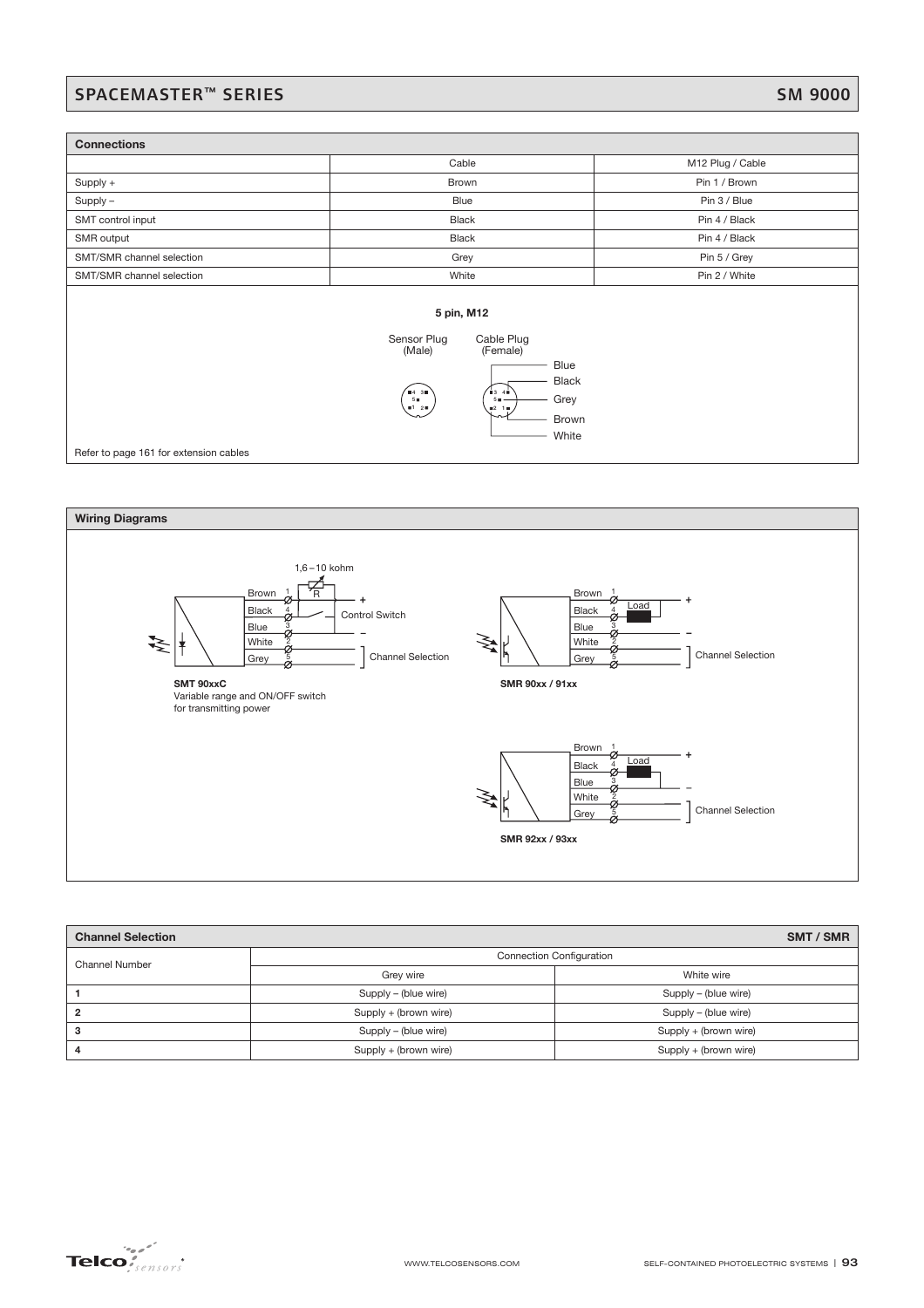## Connections

| | Cable | M12 Plug / Cable |
|---|---|---|
| Supply + | Brown | Pin 1 / Brown |
| Supply – | Blue | Pin 3 / Blue |
| SMT control input | Black | Pin 4 / Black |
| SMR output | Black | Pin 4 / Black |
| SMT/SMR channel selection | Grey | Pin 5 / Grey |
| SMT/SMR channel selection | White | Pin 2 / White |

**5 pin, M12**

Sensor Plug (Male)

Cable Plug (Female)

Blue
Black
Grey
Brown
White

Refer to page 161 for extension cables

## Wiring Diagrams

1,6 – 10 kohm

R

Brown 1
Black 4
Blue 3
White 2
Grey 5

\+
Control Switch
–
Channel Selection

**SMT 90xxC**
Variable range and ON/OFF switch for transmitting power

Brown 1
Black 4
Blue 3
White 2
Grey 5

Load
\+
–
Channel Selection

**SMR 90xx / 91xx**

Brown 1
Black 4
Blue 3
White 2
Grey 5

Load
\+
–
Channel Selection

**SMR 92xx / 93xx**

## Channel Selection — SMT / SMR

| Channel Number | Connection Configuration | |
|---|---|---|
| | Grey wire | White wire |
| **1** | Supply – (blue wire) | Supply – (blue wire) |
| **2** | Supply + (brown wire) | Supply – (blue wire) |
| **3** | Supply – (blue wire) | Supply + (brown wire) |
| **4** | Supply + (brown wire) | Supply + (brown wire) |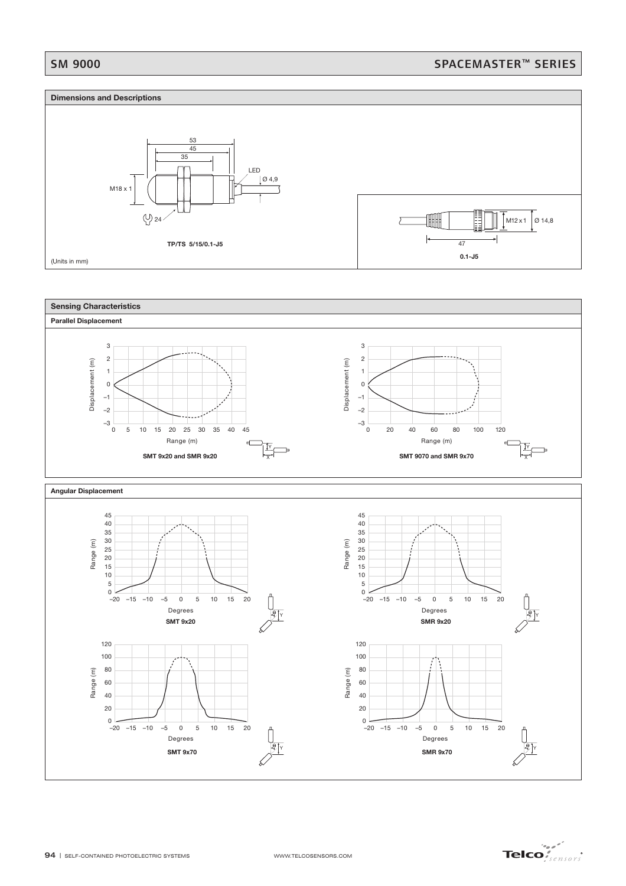## Dimensions and Descriptions

53
45
35
LED
Ø 4,9
M18 x 1
24

TP/TS 5/15/0.1-J5

M12 x 1
Ø 14,8
47

0.1-J5

(Units in mm)

## Sensing Characteristics

### Parallel Displacement

Displacement (m)
3
2
1
0
–1
–2
–3
0 5 10 15 20 25 30 35 40 45
Range (m)
Y
X

**SMT 9x20 and SMR 9x20**

Displacement (m)
3
2
1
0
–1
–2
–3
0 20 40 60 80 100 120
Range (m)
Y
X

**SMT 9070 and SMR 9x70**

### Angular Displacement

Range (m)
45
40
35
30
25
20
15
10
5
0
–20 –15 –10 –5 0 5 10 15 20
Degrees
θ
Y

**SMT 9x20**

Range (m)
45
40
35
30
25
20
15
10
5
0
–20 –15 –10 –5 0 5 10 15 20
Degrees
θ
Y

**SMR 9x20**

Range (m)
120
100
80
60
40
20
0
–20 –15 –10 –5 0 5 10 15 20
Degrees
θ
Y

**SMT 9x70**

Range (m)
120
100
80
60
40
20
0
–20 –15 –10 –5 0 5 10 15 20
Degrees
θ
Y

**SMR 9x70**